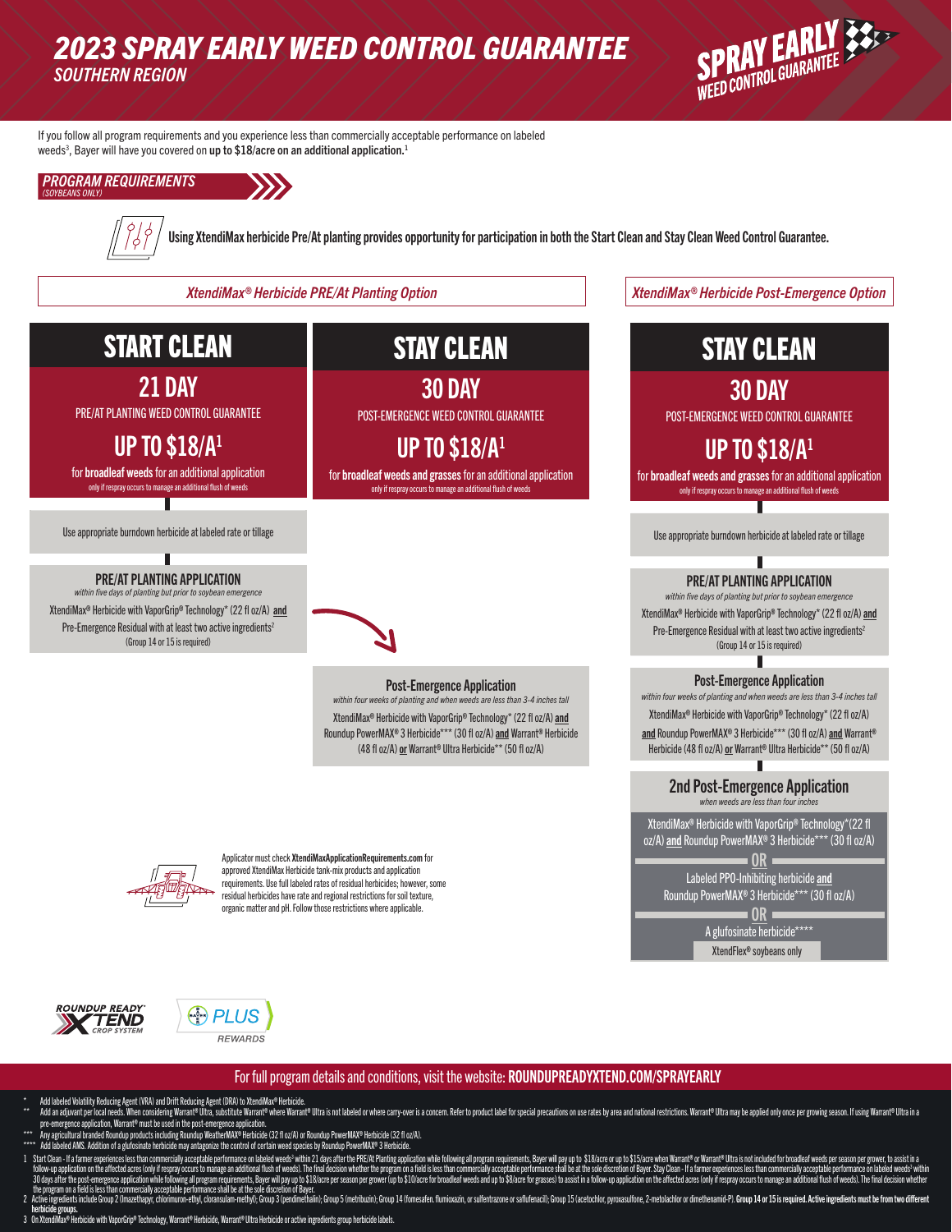# 2023 SPRAY EARLY WEED CONTROL GUARANTEE

## SOUTHERN REGION

SPRAY EARLY WEED CONTROL GUARANTEE

If you follow all program requirements and you experience less than commercially acceptable performance on labeled weeds[3], Bayer will have you covered on **up to $18/acre on an additional application.**[1]

## PROGRAM REQUIREMENTS

*(SOYBEANS ONLY)*

**Using XtendiMax herbicide Pre/At planting provides opportunity for participation in both the Start Clean and Stay Clean Weed Control Guarantee.**

### *XtendiMax® Herbicide PRE/At Planting Option*

#### START CLEAN

**21 DAY**

PRE/AT PLANTING WEED CONTROL GUARANTEE

**UP TO $18/A**[1]

for **broadleaf weeds** for an additional application

only if respray occurs to manage an additional flush of weeds

Use appropriate burndown herbicide at labeled rate or tillage

**PRE/AT PLANTING APPLICATION**

*within five days of planting but prior to soybean emergence*

XtendiMax® Herbicide with VaporGrip® Technology* (22 fl oz/A) **and** Pre-Emergence Residual with at least two active ingredients[2] (Group 14 or 15 is required)

#### STAY CLEAN

**30 DAY**

POST-EMERGENCE WEED CONTROL GUARANTEE

**UP TO $18/A**[1]

for **broadleaf weeds and grasses** for an additional application

only if respray occurs to manage an additional flush of weeds

**Post-Emergence Application**

*within four weeks of planting and when weeds are less than 3-4 inches tall*

XtendiMax® Herbicide with VaporGrip® Technology* (22 fl oz/A) **and** Roundup PowerMAX® 3 Herbicide*** (30 fl oz/A) **and** Warrant® Herbicide (48 fl oz/A) **or** Warrant® Ultra Herbicide** (50 fl oz/A)

### *XtendiMax® Herbicide Post-Emergence Option*

#### STAY CLEAN

**30 DAY**

POST-EMERGENCE WEED CONTROL GUARANTEE

**UP TO $18/A**[1]

for **broadleaf weeds and grasses** for an additional application

only if respray occurs to manage an additional flush of weeds

Use appropriate burndown herbicide at labeled rate or tillage

**PRE/AT PLANTING APPLICATION**

*within five days of planting but prior to soybean emergence*

XtendiMax® Herbicide with VaporGrip® Technology* (22 fl oz/A) **and** Pre-Emergence Residual with at least two active ingredients[2] (Group 14 or 15 is required)

**Post-Emergence Application**

*within four weeks of planting and when weeds are less than 3-4 inches tall*

XtendiMax® Herbicide with VaporGrip® Technology* (22 fl oz/A) **and** Roundup PowerMAX® 3 Herbicide*** (30 fl oz/A) **and** Warrant® Herbicide (48 fl oz/A) **or** Warrant® Ultra Herbicide** (50 fl oz/A)

**2nd Post-Emergence Application**

*when weeds are less than four inches*

XtendiMax® Herbicide with VaporGrip® Technology*(22 fl oz/A) **and** Roundup PowerMAX® 3 Herbicide*** (30 fl oz/A)

**OR**

Labeled PPO-Inhibiting herbicide **and** Roundup PowerMAX® 3 Herbicide*** (30 fl oz/A)

**OR**

A glufosinate herbicide****

XtendFlex® soybeans only

Applicator must check **XtendiMaxApplicationRequirements.com** for approved XtendiMax Herbicide tank-mix products and application requirements. Use full labeled rates of residual herbicides; however, some residual herbicides have rate and regional restrictions for soil texture, organic matter and pH. Follow those restrictions where applicable.

ROUNDUP READY XTEND CROP SYSTEM

BAYER PLUS REWARDS

For full program details and conditions, visit the website: **ROUNDUPREADYXTEND.COM/SPRAYEARLY**

\* Add labeled Volatility Reducing Agent (VRA) and Drift Reducing Agent (DRA) to XtendiMax® Herbicide.

\** Add an adjuvant per local needs. When considering Warrant® Ultra, substitute Warrant® where Warrant® Ultra is not labeled or where carry-over is a concern. Refer to product label for special precautions on use rates by area and national restrictions. Warrant® Ultra may be applied only once per growing season. If using Warrant® Ultra in a pre-emergence application, Warrant® must be used in the post-emergence application.

\*** Any agricultural branded Roundup products including Roundup WeatherMAX® Herbicide (32 fl oz/A) or Roundup PowerMAX® Herbicide (32 fl oz/A).

\**** Add labeled AMS. Addition of a glufosinate herbicide may antagonize the control of certain weed species by Roundup PowerMAX® 3 Herbicide.

1 Start Clean - If a farmer experiences less than commercially acceptable performance on labeled weeds[3] within 21 days after the PRE/At Planting application while following all program requirements, Bayer will pay up to $18/acre or up to $15/acre when Warrant® or Warrant® Ultra is not included for broadleaf weeds per season per grower, to assist in a follow-up application on the affected acres (only if respray occurs to manage an additional flush of weeds). The final decision whether the program on a field is less than commercially acceptable performance shall be at the sole discretion of Bayer. Stay Clean - If a farmer experiences less than commercially acceptable performance on labeled weeds[3] within 30 days after the post-emergence application while following all program requirements, Bayer will pay up to $18/acre per season per grower (up to $10/acre for broadleaf weeds and up to $8/acre for grasses) to assist in a follow-up application on the affected acres (only if respray occurs to manage an additional flush of weeds). The final decision whether the program on a field is less than commercially acceptable performance shall be at the sole discretion of Bayer.

2 Active ingredients include Group 2 (Imazethapyr, chlorimuron-ethyl, cloransulam-methyl); Group 3 (pendimethalin); Group 5 (metribuzin); Group 14 (fomesafen, flumioxazin, or sulfentrazone or saflufenacil); Group 15 (acetochlor, pyroxasulfone, 2-metolachlor or dimethenamid-P). **Group 14 or 15 is required. Active ingredients must be from two different herbicide groups.**

3 On XtendiMax® Herbicide with VaporGrip® Technology, Warrant® Herbicide, Warrant® Ultra Herbicide or active ingredients group herbicide labels.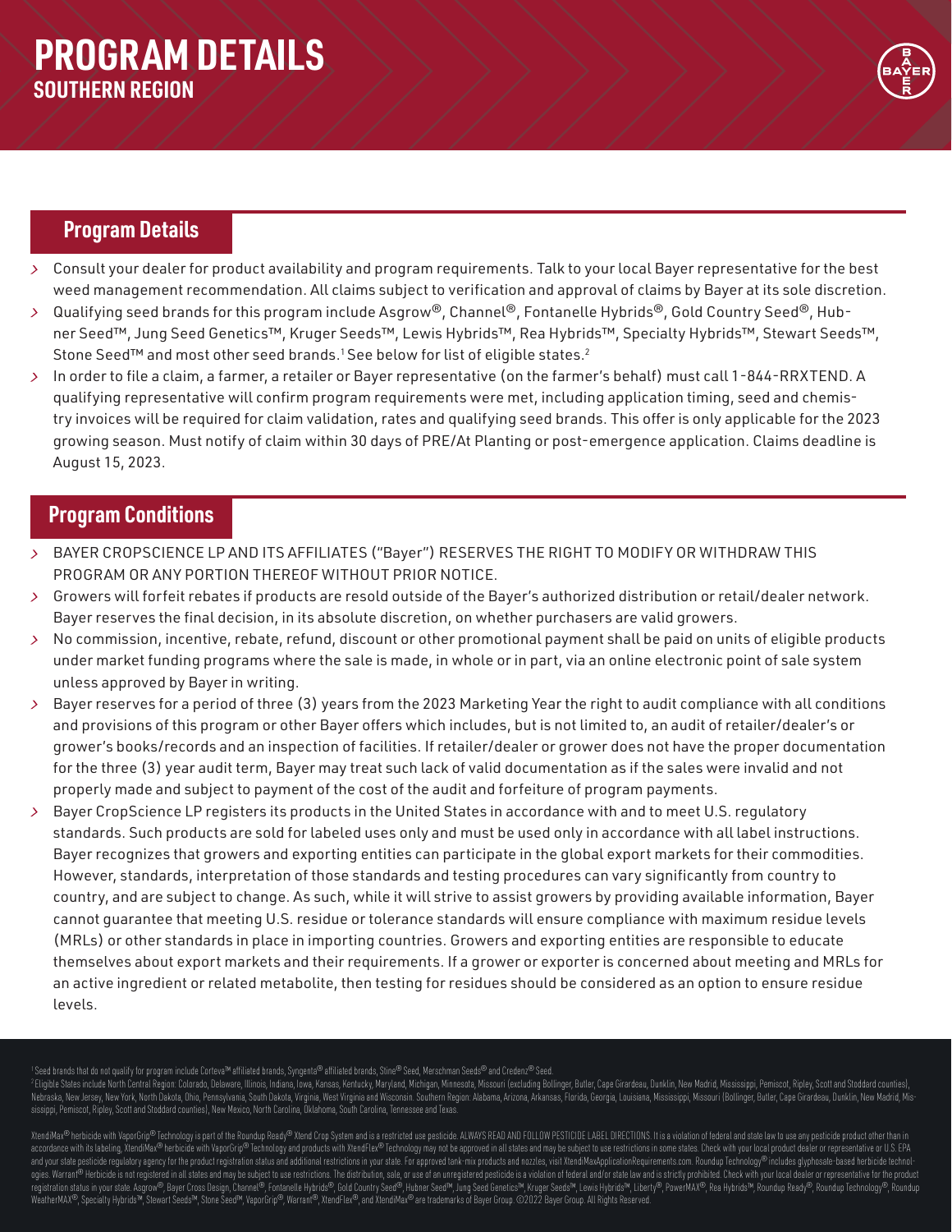# PROGRAM DETAILS
## SOUTHERN REGION

## Program Details

- Consult your dealer for product availability and program requirements. Talk to your local Bayer representative for the best weed management recommendation. All claims subject to verification and approval of claims by Bayer at its sole discretion.
- Qualifying seed brands for this program include Asgrow®, Channel®, Fontanelle Hybrids®, Gold Country Seed®, Hubner Seed™, Jung Seed Genetics™, Kruger Seeds™, Lewis Hybrids™, Rea Hybrids™, Specialty Hybrids™, Stewart Seeds™, Stone Seed™ and most other seed brands.[1] See below for list of eligible states.[2]
- In order to file a claim, a farmer, a retailer or Bayer representative (on the farmer's behalf) must call 1-844-RRXTEND. A qualifying representative will confirm program requirements were met, including application timing, seed and chemistry invoices will be required for claim validation, rates and qualifying seed brands. This offer is only applicable for the 2023 growing season. Must notify of claim within 30 days of PRE/At Planting or post-emergence application. Claims deadline is August 15, 2023.

## Program Conditions

- BAYER CROPSCIENCE LP AND ITS AFFILIATES ("Bayer") RESERVES THE RIGHT TO MODIFY OR WITHDRAW THIS PROGRAM OR ANY PORTION THEREOF WITHOUT PRIOR NOTICE.
- Growers will forfeit rebates if products are resold outside of the Bayer's authorized distribution or retail/dealer network. Bayer reserves the final decision, in its absolute discretion, on whether purchasers are valid growers.
- No commission, incentive, rebate, refund, discount or other promotional payment shall be paid on units of eligible products under market funding programs where the sale is made, in whole or in part, via an online electronic point of sale system unless approved by Bayer in writing.
- Bayer reserves for a period of three (3) years from the 2023 Marketing Year the right to audit compliance with all conditions and provisions of this program or other Bayer offers which includes, but is not limited to, an audit of retailer/dealer's or grower's books/records and an inspection of facilities. If retailer/dealer or grower does not have the proper documentation for the three (3) year audit term, Bayer may treat such lack of valid documentation as if the sales were invalid and not properly made and subject to payment of the cost of the audit and forfeiture of program payments.
- Bayer CropScience LP registers its products in the United States in accordance with and to meet U.S. regulatory standards. Such products are sold for labeled uses only and must be used only in accordance with all label instructions. Bayer recognizes that growers and exporting entities can participate in the global export markets for their commodities. However, standards, interpretation of those standards and testing procedures can vary significantly from country to country, and are subject to change. As such, while it will strive to assist growers by providing available information, Bayer cannot guarantee that meeting U.S. residue or tolerance standards will ensure compliance with maximum residue levels (MRLs) or other standards in place in importing countries. Growers and exporting entities are responsible to educate themselves about export markets and their requirements. If a grower or exporter is concerned about meeting and MRLs for an active ingredient or related metabolite, then testing for residues should be considered as an option to ensure residue levels.

[1] Seed brands that do not qualify for program include Corteva™ affiliated brands, Syngenta® affiliated brands, Stine® Seed, Merschman Seeds® and Credenz® Seed.

[2] Eligible States include North Central Region: Colorado, Delaware, Illinois, Indiana, Iowa, Kansas, Kentucky, Maryland, Michigan, Minnesota, Missouri (excluding Bollinger, Butler, Cape Girardeau, Dunklin, New Madrid, Mississippi, Pemiscot, Ripley, Scott and Stoddard counties), Nebraska, New Jersey, New York, North Dakota, Ohio, Pennsylvania, South Dakota, Virginia, West Virginia and Wisconsin. Southern Region: Alabama, Arizona, Arkansas, Florida, Georgia, Louisiana, Mississippi, Missouri (Bollinger, Butler, Cape Girardeau, Dunklin, New Madrid, Mississippi, Pemiscot, Ripley, Scott and Stoddard counties), New Mexico, North Carolina, Oklahoma, South Carolina, Tennessee and Texas.

XtendiMax® herbicide with VaporGrip® Technology is part of the Roundup Ready® Xtend Crop System and is a restricted use pesticide. ALWAYS READ AND FOLLOW PESTICIDE LABEL DIRECTIONS. It is a violation of federal and state law to use any pesticide product other than in accordance with its labeling. XtendiMax® herbicide with VaporGrip® Technology and products with XtendFlex® Technology may not be approved in all states and may be subject to use restrictions in some states. Check with your local product dealer or representative or U.S. EPA and your state pesticide regulatory agency for the product registration status and additional restrictions in your state. For approved tank-mix products and nozzles, visit XtendiMaxApplicationRequirements.com. Roundup Technology® includes glyphosate-based herbicide technologies. Warrant® Herbicide is not registered in all states and may be subject to use restrictions. The distribution, sale, or use of an unregistered pesticide is a violation of federal and/or state law and is strictly prohibited. Check with your local dealer or representative for the product registration status in your state. Asgrow®, Bayer Cross Design, Channel®, Fontanelle Hybrids®, Gold Country Seed®, Hubner Seed™, Jung Seed Genetics™, Kruger Seeds™, Lewis Hybrids™, Liberty®, PowerMAX®, Rea Hybrids™, Roundup Ready®, Roundup Technology®, Roundup WeatherMAX®, Specialty Hybrids™, Stewart Seeds™, Stone Seed™, VaporGrip®, Warrant®, XtendFlex®, and XtendiMax® are trademarks of Bayer Group. ©2022 Bayer Group. All Rights Reserved.